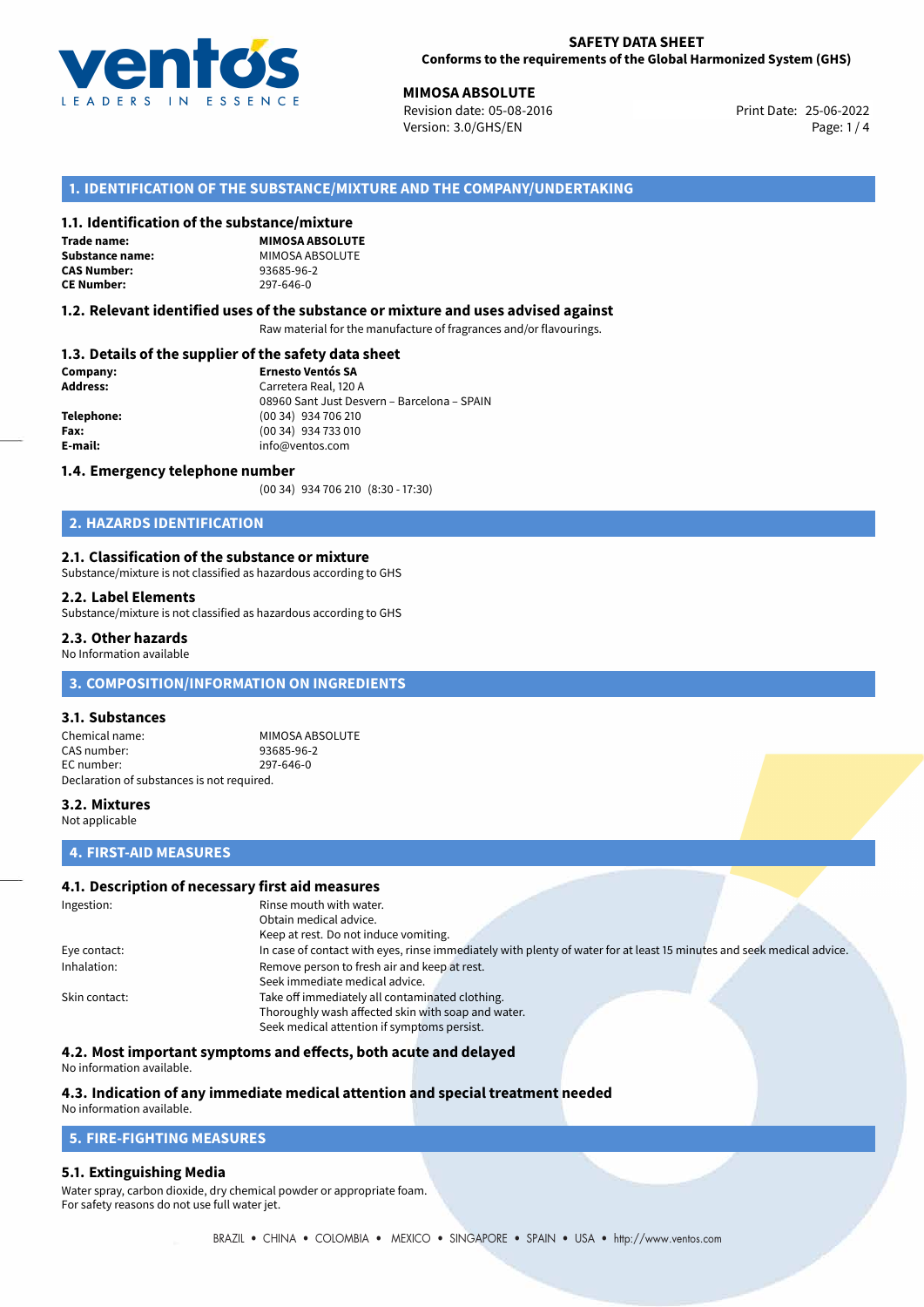**SAFETY DATA SHEET**
**Conforms to the requirements of the Global Harmonized System (GHS)**

**MIMOSA ABSOLUTE**
Revision date: 05-08-2016
Version: 3.0/GHS/EN
Print Date: 25-06-2022

## 1. IDENTIFICATION OF THE SUBSTANCE/MIXTURE AND THE COMPANY/UNDERTAKING

### 1.1. Identification of the substance/mixture

| | |
|---|---|
| **Trade name:** | **MIMOSA ABSOLUTE** |
| **Substance name:** | MIMOSA ABSOLUTE |
| **CAS Number:** | 93685-96-2 |
| **CE Number:** | 297-646-0 |

### 1.2. Relevant identified uses of the substance or mixture and uses advised against

Raw material for the manufacture of fragrances and/or flavourings.

### 1.3. Details of the supplier of the safety data sheet

| | |
|---|---|
| **Company:** | **Ernesto Ventós SA** |
| **Address:** | Carretera Real, 120 A<br>08960 Sant Just Desvern – Barcelona – SPAIN |
| **Telephone:** | (00 34) 934 706 210 |
| **Fax:** | (00 34) 934 733 010 |
| **E-mail:** | info@ventos.com |

### 1.4. Emergency telephone number

(00 34) 934 706 210 (8:30 - 17:30)

## 2. HAZARDS IDENTIFICATION

### 2.1. Classification of the substance or mixture

Substance/mixture is not classified as hazardous according to GHS

### 2.2. Label Elements

Substance/mixture is not classified as hazardous according to GHS

### 2.3. Other hazards

No Information available

## 3. COMPOSITION/INFORMATION ON INGREDIENTS

### 3.1. Substances

| | |
|---|---|
| Chemical name: | MIMOSA ABSOLUTE |
| CAS number: | 93685-96-2 |
| EC number: | 297-646-0 |

Declaration of substances is not required.

### 3.2. Mixtures

Not applicable

## 4. FIRST-AID MEASURES

### 4.1. Description of necessary first aid measures

| | |
|---|---|
| Ingestion: | Rinse mouth with water.<br>Obtain medical advice.<br>Keep at rest. Do not induce vomiting. |
| Eye contact: | In case of contact with eyes, rinse immediately with plenty of water for at least 15 minutes and seek medical advice. |
| Inhalation: | Remove person to fresh air and keep at rest.<br>Seek immediate medical advice. |
| Skin contact: | Take off immediately all contaminated clothing.<br>Thoroughly wash affected skin with soap and water.<br>Seek medical attention if symptoms persist. |

### 4.2. Most important symptoms and effects, both acute and delayed

No information available.

### 4.3. Indication of any immediate medical attention and special treatment needed

No information available.

## 5. FIRE-FIGHTING MEASURES

### 5.1. Extinguishing Media

Water spray, carbon dioxide, dry chemical powder or appropriate foam.
For safety reasons do not use full water jet.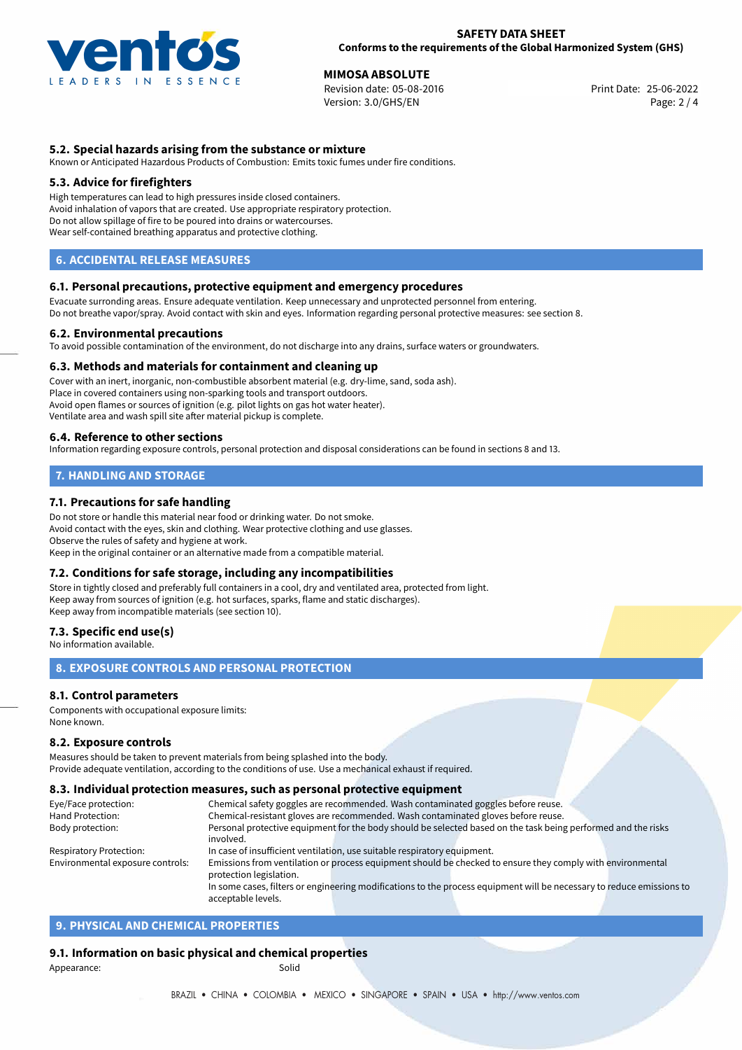### 5.2. Special hazards arising from the substance or mixture

Known or Anticipated Hazardous Products of Combustion: Emits toxic fumes under fire conditions.

### 5.3. Advice for firefighters

High temperatures can lead to high pressures inside closed containers.
Avoid inhalation of vapors that are created. Use appropriate respiratory protection.
Do not allow spillage of fire to be poured into drains or watercourses.
Wear self-contained breathing apparatus and protective clothing.

## 6. ACCIDENTAL RELEASE MEASURES

### 6.1. Personal precautions, protective equipment and emergency procedures

Evacuate surronding areas. Ensure adequate ventilation. Keep unnecessary and unprotected personnel from entering.
Do not breathe vapor/spray. Avoid contact with skin and eyes. Information regarding personal protective measures: see section 8.

### 6.2. Environmental precautions

To avoid possible contamination of the environment, do not discharge into any drains, surface waters or groundwaters.

### 6.3. Methods and materials for containment and cleaning up

Cover with an inert, inorganic, non-combustible absorbent material (e.g. dry-lime, sand, soda ash).
Place in covered containers using non-sparking tools and transport outdoors.
Avoid open flames or sources of ignition (e.g. pilot lights on gas hot water heater).
Ventilate area and wash spill site after material pickup is complete.

### 6.4. Reference to other sections

Information regarding exposure controls, personal protection and disposal considerations can be found in sections 8 and 13.

## 7. HANDLING AND STORAGE

### 7.1. Precautions for safe handling

Do not store or handle this material near food or drinking water. Do not smoke.
Avoid contact with the eyes, skin and clothing. Wear protective clothing and use glasses.
Observe the rules of safety and hygiene at work.
Keep in the original container or an alternative made from a compatible material.

### 7.2. Conditions for safe storage, including any incompatibilities

Store in tightly closed and preferably full containers in a cool, dry and ventilated area, protected from light.
Keep away from sources of ignition (e.g. hot surfaces, sparks, flame and static discharges).
Keep away from incompatible materials (see section 10).

### 7.3. Specific end use(s)

No information available.

## 8. EXPOSURE CONTROLS AND PERSONAL PROTECTION

### 8.1. Control parameters

Components with occupational exposure limits:
None known.

### 8.2. Exposure controls

Measures should be taken to prevent materials from being splashed into the body.
Provide adequate ventilation, according to the conditions of use. Use a mechanical exhaust if required.

### 8.3. Individual protection measures, such as personal protective equipment

| | |
|---|---|
| Eye/Face protection: | Chemical safety goggles are recommended. Wash contaminated goggles before reuse. |
| Hand Protection: | Chemical-resistant gloves are recommended. Wash contaminated gloves before reuse. |
| Body protection: | Personal protective equipment for the body should be selected based on the task being performed and the risks involved. |
| Respiratory Protection: | In case of insufficient ventilation, use suitable respiratory equipment. |
| Environmental exposure controls: | Emissions from ventilation or process equipment should be checked to ensure they comply with environmental protection legislation. In some cases, filters or engineering modifications to the process equipment will be necessary to reduce emissions to acceptable levels. |

## 9. PHYSICAL AND CHEMICAL PROPERTIES

### 9.1. Information on basic physical and chemical properties

Appearance: Solid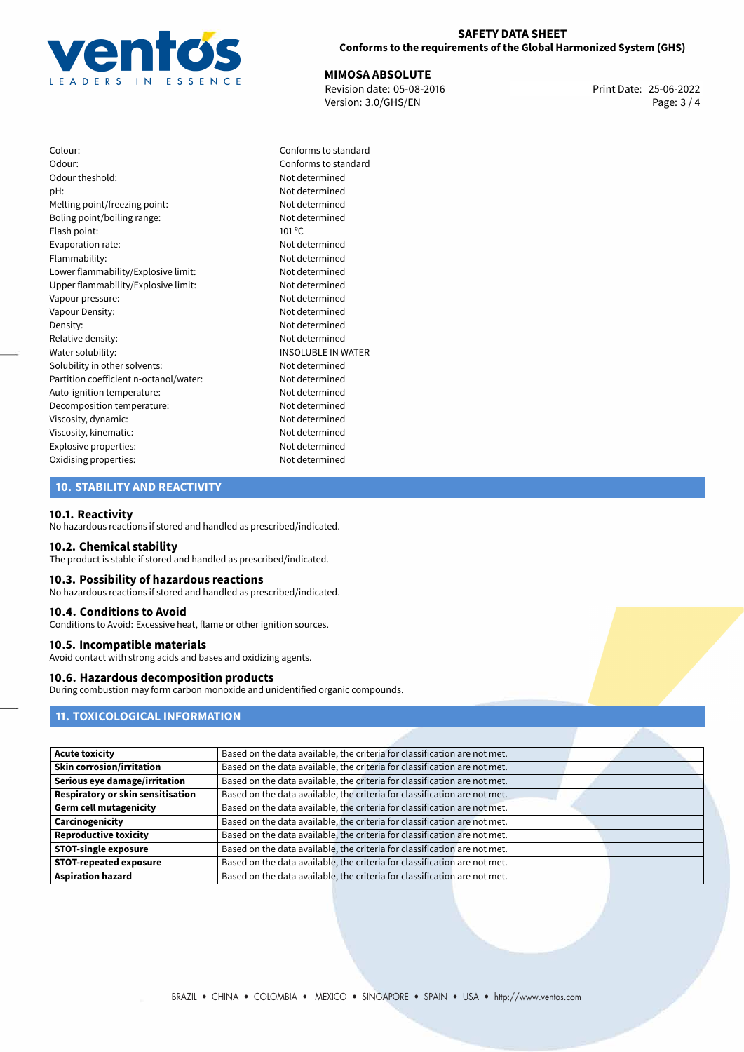| | |
|---|---|
| Colour: | Conforms to standard |
| Odour: | Conforms to standard |
| Odour theshold: | Not determined |
| pH: | Not determined |
| Melting point/freezing point: | Not determined |
| Boling point/boiling range: | Not determined |
| Flash point: | 101 °C |
| Evaporation rate: | Not determined |
| Flammability: | Not determined |
| Lower flammability/Explosive limit: | Not determined |
| Upper flammability/Explosive limit: | Not determined |
| Vapour pressure: | Not determined |
| Vapour Density: | Not determined |
| Density: | Not determined |
| Relative density: | Not determined |
| Water solubility: | INSOLUBLE IN WATER |
| Solubility in other solvents: | Not determined |
| Partition coefficient n-octanol/water: | Not determined |
| Auto-ignition temperature: | Not determined |
| Decomposition temperature: | Not determined |
| Viscosity, dynamic: | Not determined |
| Viscosity, kinematic: | Not determined |
| Explosive properties: | Not determined |
| Oxidising properties: | Not determined |

## 10. STABILITY AND REACTIVITY

### 10.1. Reactivity

No hazardous reactions if stored and handled as prescribed/indicated.

### 10.2. Chemical stability

The product is stable if stored and handled as prescribed/indicated.

### 10.3. Possibility of hazardous reactions

No hazardous reactions if stored and handled as prescribed/indicated.

### 10.4. Conditions to Avoid

Conditions to Avoid: Excessive heat, flame or other ignition sources.

### 10.5. Incompatible materials

Avoid contact with strong acids and bases and oxidizing agents.

### 10.6. Hazardous decomposition products

During combustion may form carbon monoxide and unidentified organic compounds.

## 11. TOXICOLOGICAL INFORMATION

| | |
|---|---|
| **Acute toxicity** | Based on the data available, the criteria for classification are not met. |
| **Skin corrosion/irritation** | Based on the data available, the criteria for classification are not met. |
| **Serious eye damage/irritation** | Based on the data available, the criteria for classification are not met. |
| **Respiratory or skin sensitisation** | Based on the data available, the criteria for classification are not met. |
| **Germ cell mutagenicity** | Based on the data available, the criteria for classification are not met. |
| **Carcinogenicity** | Based on the data available, the criteria for classification are not met. |
| **Reproductive toxicity** | Based on the data available, the criteria for classification are not met. |
| **STOT-single exposure** | Based on the data available, the criteria for classification are not met. |
| **STOT-repeated exposure** | Based on the data available, the criteria for classification are not met. |
| **Aspiration hazard** | Based on the data available, the criteria for classification are not met. |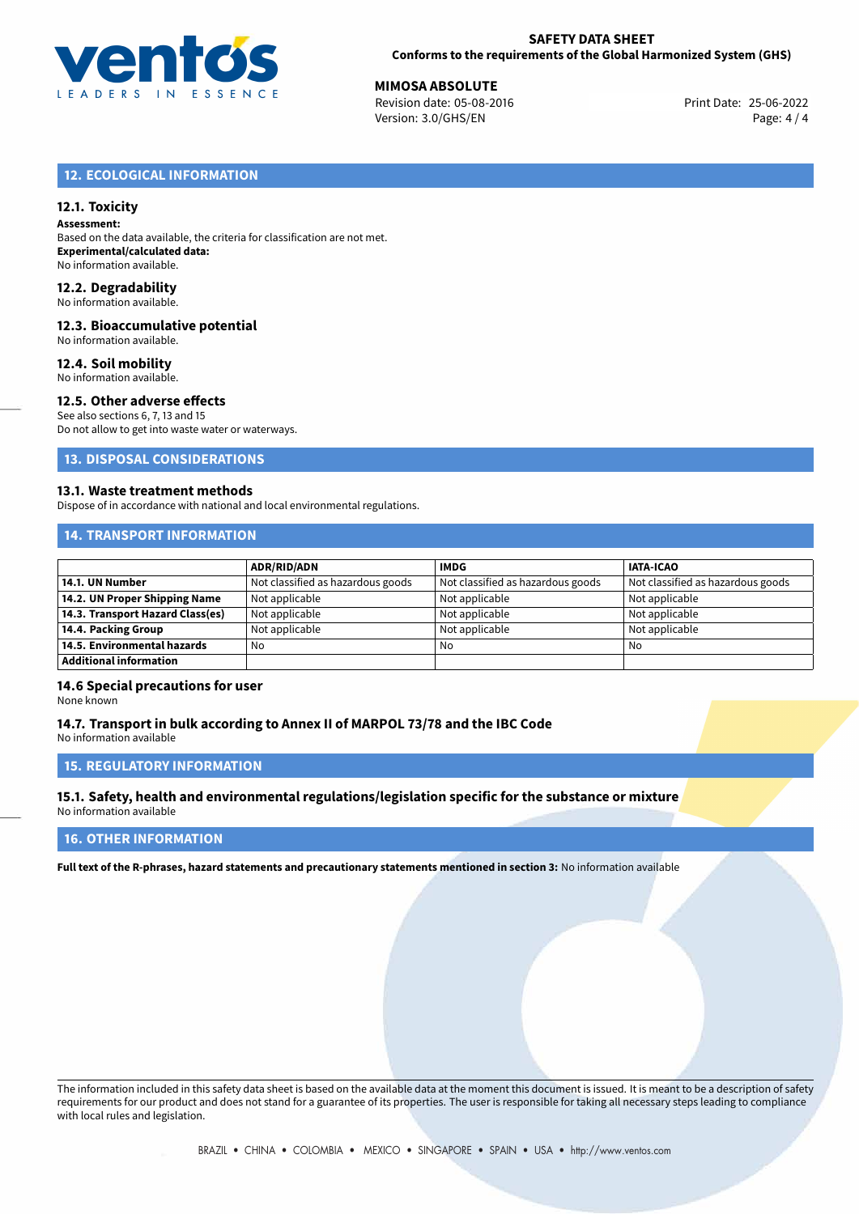## 12. ECOLOGICAL INFORMATION

### 12.1. Toxicity

**Assessment:**
Based on the data available, the criteria for classification are not met.
**Experimental/calculated data:**
No information available.

### 12.2. Degradability

No information available.

### 12.3. Bioaccumulative potential

No information available.

### 12.4. Soil mobility

No information available.

### 12.5. Other adverse effects

See also sections 6, 7, 13 and 15
Do not allow to get into waste water or waterways.

## 13. DISPOSAL CONSIDERATIONS

### 13.1. Waste treatment methods

Dispose of in accordance with national and local environmental regulations.

## 14. TRANSPORT INFORMATION

| | ADR/RID/ADN | IMDG | IATA-ICAO |
|---|---|---|---|
| **14.1. UN Number** | Not classified as hazardous goods | Not classified as hazardous goods | Not classified as hazardous goods |
| **14.2. UN Proper Shipping Name** | Not applicable | Not applicable | Not applicable |
| **14.3. Transport Hazard Class(es)** | Not applicable | Not applicable | Not applicable |
| **14.4. Packing Group** | Not applicable | Not applicable | Not applicable |
| **14.5. Environmental hazards** | No | No | No |
| **Additional information** | | | |

### 14.6 Special precautions for user

None known

### 14.7. Transport in bulk according to Annex II of MARPOL 73/78 and the IBC Code

No information available

## 15. REGULATORY INFORMATION

### 15.1. Safety, health and environmental regulations/legislation specific for the substance or mixture

No information available

## 16. OTHER INFORMATION

**Full text of the R-phrases, hazard statements and precautionary statements mentioned in section 3:** No information available

The information included in this safety data sheet is based on the available data at the moment this document is issued. It is meant to be a description of safety requirements for our product and does not stand for a guarantee of its properties. The user is responsible for taking all necessary steps leading to compliance with local rules and legislation.

BRAZIL • CHINA • COLOMBIA • MEXICO • SINGAPORE • SPAIN • USA • http://www.ventos.com